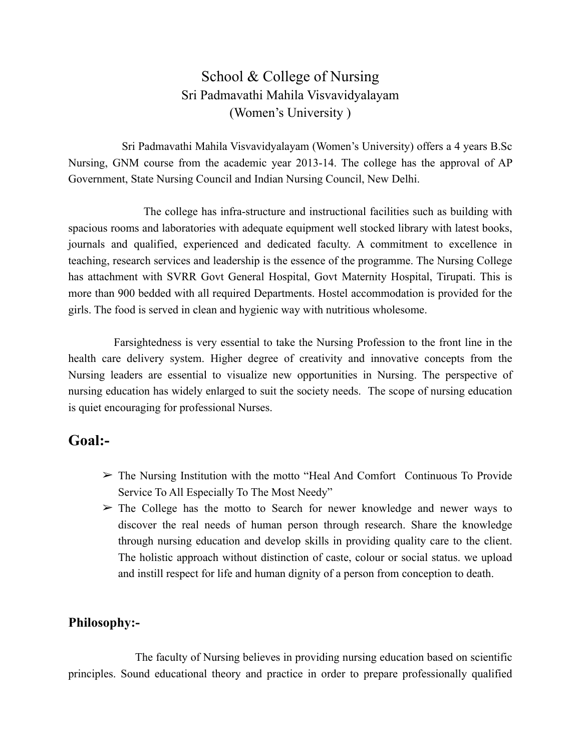# School & College of Nursing
## Sri Padmavathi Mahila Visvavidyalayam
## (Women's University )

Sri Padmavathi Mahila Visvavidyalayam (Women's University) offers a 4 years B.Sc Nursing, GNM course from the academic year 2013-14. The college has the approval of AP Government, State Nursing Council and Indian Nursing Council, New Delhi.

The college has infra-structure and instructional facilities such as building with spacious rooms and laboratories with adequate equipment well stocked library with latest books, journals and qualified, experienced and dedicated faculty. A commitment to excellence in teaching, research services and leadership is the essence of the programme. The Nursing College has attachment with SVRR Govt General Hospital, Govt Maternity Hospital, Tirupati. This is more than 900 bedded with all required Departments. Hostel accommodation is provided for the girls. The food is served in clean and hygienic way with nutritious wholesome.

Farsightedness is very essential to take the Nursing Profession to the front line in the health care delivery system. Higher degree of creativity and innovative concepts from the Nursing leaders are essential to visualize new opportunities in Nursing. The perspective of nursing education has widely enlarged to suit the society needs. The scope of nursing education is quiet encouraging for professional Nurses.

## Goal:-

- The Nursing Institution with the motto "Heal And Comfort Continuous To Provide Service To All Especially To The Most Needy"
- The College has the motto to Search for newer knowledge and newer ways to discover the real needs of human person through research. Share the knowledge through nursing education and develop skills in providing quality care to the client. The holistic approach without distinction of caste, colour or social status. we upload and instill respect for life and human dignity of a person from conception to death.

### Philosophy:-

The faculty of Nursing believes in providing nursing education based on scientific principles. Sound educational theory and practice in order to prepare professionally qualified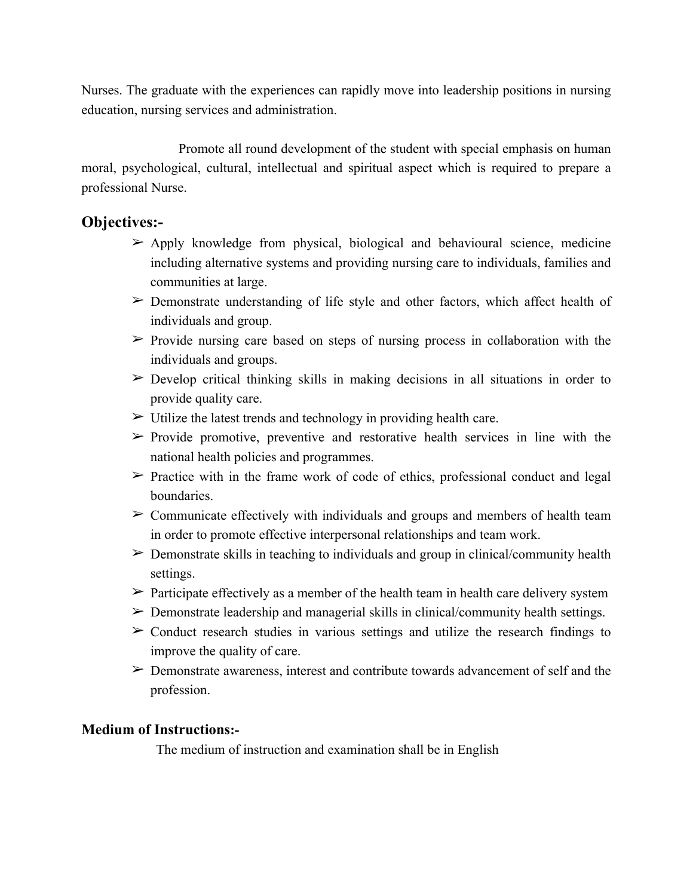Nurses. The graduate with the experiences can rapidly move into leadership positions in nursing education, nursing services and administration.

Promote all round development of the student with special emphasis on human moral, psychological, cultural, intellectual and spiritual aspect which is required to prepare a professional Nurse.

## Objectives:-

- Apply knowledge from physical, biological and behavioural science, medicine including alternative systems and providing nursing care to individuals, families and communities at large.
- Demonstrate understanding of life style and other factors, which affect health of individuals and group.
- Provide nursing care based on steps of nursing process in collaboration with the individuals and groups.
- Develop critical thinking skills in making decisions in all situations in order to provide quality care.
- Utilize the latest trends and technology in providing health care.
- Provide promotive, preventive and restorative health services in line with the national health policies and programmes.
- Practice with in the frame work of code of ethics, professional conduct and legal boundaries.
- Communicate effectively with individuals and groups and members of health team in order to promote effective interpersonal relationships and team work.
- Demonstrate skills in teaching to individuals and group in clinical/community health settings.
- Participate effectively as a member of the health team in health care delivery system
- Demonstrate leadership and managerial skills in clinical/community health settings.
- Conduct research studies in various settings and utilize the research findings to improve the quality of care.
- Demonstrate awareness, interest and contribute towards advancement of self and the profession.

### Medium of Instructions:-

The medium of instruction and examination shall be in English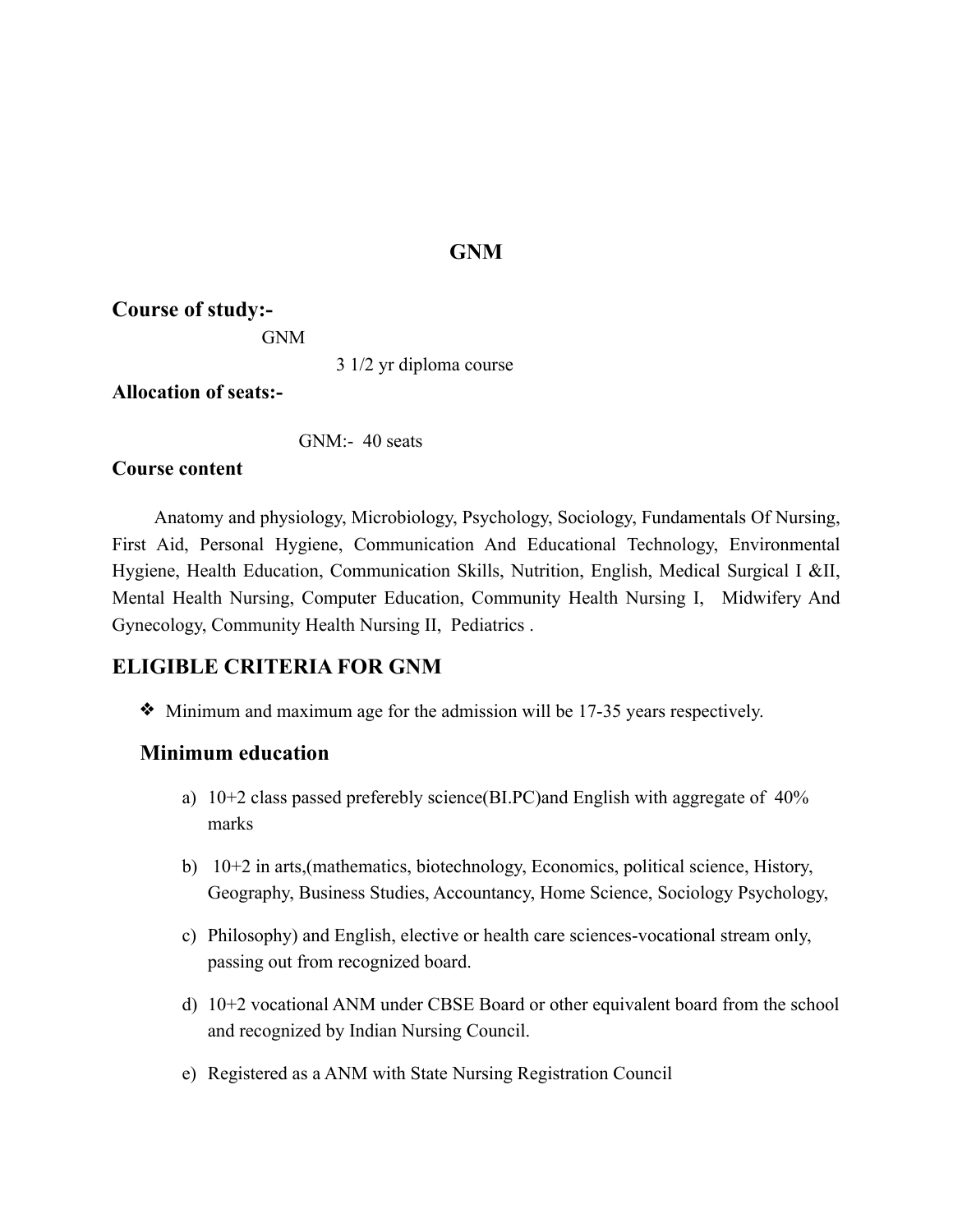# GNM

## Course of study:-

GNM

3 1/2 yr diploma course

## Allocation of seats:-

GNM:- 40 seats

### Course content

Anatomy and physiology, Microbiology, Psychology, Sociology, Fundamentals Of Nursing, First Aid, Personal Hygiene, Communication And Educational Technology, Environmental Hygiene, Health Education, Communication Skills, Nutrition, English, Medical Surgical I &II, Mental Health Nursing, Computer Education, Community Health Nursing I, Midwifery And Gynecology, Community Health Nursing II, Pediatrics .

## ELIGIBLE CRITERIA FOR GNM

- ❖ Minimum and maximum age for the admission will be 17-35 years respectively.

### Minimum education

a) 10+2 class passed preferebly science(BI.PC)and English with aggregate of 40% marks

b) 10+2 in arts,(mathematics, biotechnology, Economics, political science, History, Geography, Business Studies, Accountancy, Home Science, Sociology Psychology,

c) Philosophy) and English, elective or health care sciences-vocational stream only, passing out from recognized board.

d) 10+2 vocational ANM under CBSE Board or other equivalent board from the school and recognized by Indian Nursing Council.

e) Registered as a ANM with State Nursing Registration Council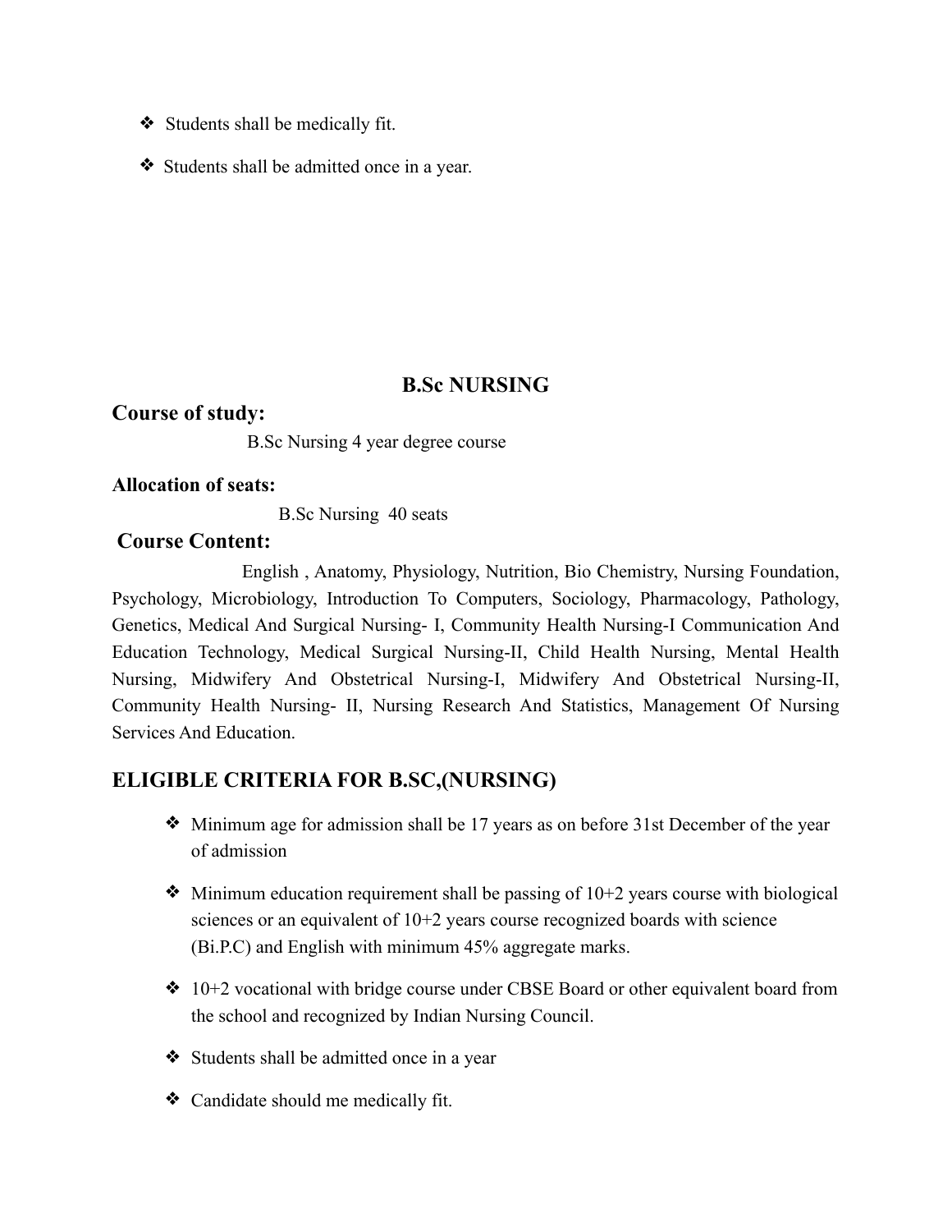- Students shall be medically fit.
- Students shall be admitted once in a year.

## B.Sc NURSING

### Course of study:

B.Sc Nursing 4 year degree course

**Allocation of seats:**

B.Sc Nursing 40 seats

### Course Content:

English , Anatomy, Physiology, Nutrition, Bio Chemistry, Nursing Foundation, Psychology, Microbiology, Introduction To Computers, Sociology, Pharmacology, Pathology, Genetics, Medical And Surgical Nursing- I, Community Health Nursing-I Communication And Education Technology, Medical Surgical Nursing-II, Child Health Nursing, Mental Health Nursing, Midwifery And Obstetrical Nursing-I, Midwifery And Obstetrical Nursing-II, Community Health Nursing- II, Nursing Research And Statistics, Management Of Nursing Services And Education.

## ELIGIBLE CRITERIA FOR B.SC,(NURSING)

- Minimum age for admission shall be 17 years as on before 31st December of the year of admission
- Minimum education requirement shall be passing of 10+2 years course with biological sciences or an equivalent of 10+2 years course recognized boards with science (Bi.P.C) and English with minimum 45% aggregate marks.
- 10+2 vocational with bridge course under CBSE Board or other equivalent board from the school and recognized by Indian Nursing Council.
- Students shall be admitted once in a year
- Candidate should me medically fit.